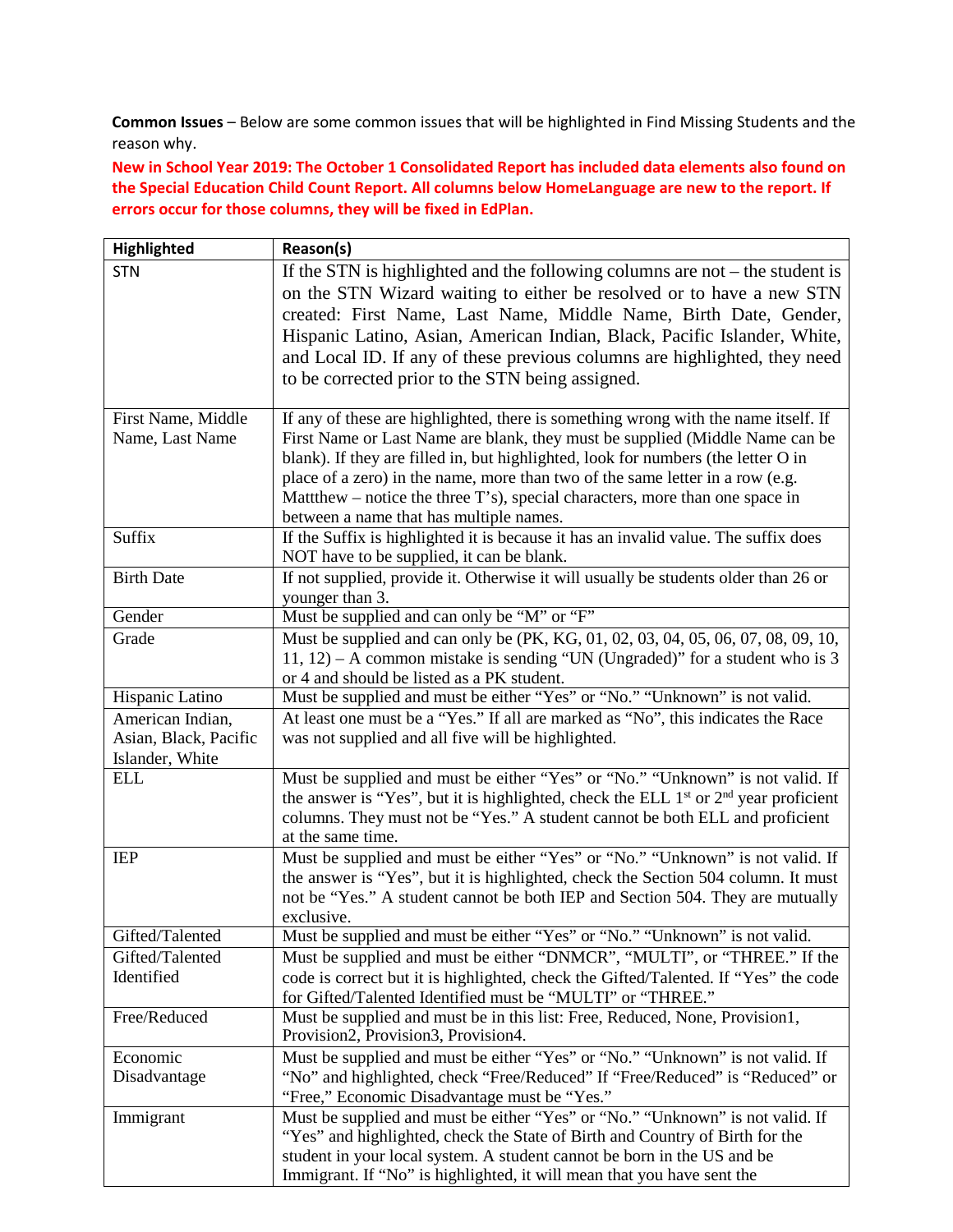**Common Issues** – Below are some common issues that will be highlighted in Find Missing Students and the reason why.

**New in School Year 2019: The October 1 Consolidated Report has included data elements also found on the Special Education Child Count Report. All columns below HomeLanguage are new to the report. If errors occur for those columns, they will be fixed in EdPlan.**

| Highlighted | Reason(s) |
|---|---|
| STN | If the STN is highlighted and the following columns are not – the student is on the STN Wizard waiting to either be resolved or to have a new STN created: First Name, Last Name, Middle Name, Birth Date, Gender, Hispanic Latino, Asian, American Indian, Black, Pacific Islander, White, and Local ID. If any of these previous columns are highlighted, they need to be corrected prior to the STN being assigned. |
| First Name, Middle Name, Last Name | If any of these are highlighted, there is something wrong with the name itself. If First Name or Last Name are blank, they must be supplied (Middle Name can be blank). If they are filled in, but highlighted, look for numbers (the letter O in place of a zero) in the name, more than two of the same letter in a row (e.g. Mattthew – notice the three T's), special characters, more than one space in between a name that has multiple names. |
| Suffix | If the Suffix is highlighted it is because it has an invalid value. The suffix does NOT have to be supplied, it can be blank. |
| Birth Date | If not supplied, provide it. Otherwise it will usually be students older than 26 or younger than 3. |
| Gender | Must be supplied and can only be "M" or "F" |
| Grade | Must be supplied and can only be (PK, KG, 01, 02, 03, 04, 05, 06, 07, 08, 09, 10, 11, 12) – A common mistake is sending "UN (Ungraded)" for a student who is 3 or 4 and should be listed as a PK student. |
| Hispanic Latino | Must be supplied and must be either "Yes" or "No." "Unknown" is not valid. |
| American Indian, Asian, Black, Pacific Islander, White | At least one must be a "Yes." If all are marked as "No", this indicates the Race was not supplied and all five will be highlighted. |
| ELL | Must be supplied and must be either "Yes" or "No." "Unknown" is not valid. If the answer is "Yes", but it is highlighted, check the ELL 1st or 2nd year proficient columns. They must not be "Yes." A student cannot be both ELL and proficient at the same time. |
| IEP | Must be supplied and must be either "Yes" or "No." "Unknown" is not valid. If the answer is "Yes", but it is highlighted, check the Section 504 column. It must not be "Yes." A student cannot be both IEP and Section 504. They are mutually exclusive. |
| Gifted/Talented | Must be supplied and must be either "Yes" or "No." "Unknown" is not valid. |
| Gifted/Talented Identified | Must be supplied and must be either "DNMCR", "MULTI", or "THREE." If the code is correct but it is highlighted, check the Gifted/Talented. If "Yes" the code for Gifted/Talented Identified must be "MULTI" or "THREE." |
| Free/Reduced | Must be supplied and must be in this list: Free, Reduced, None, Provision1, Provision2, Provision3, Provision4. |
| Economic Disadvantage | Must be supplied and must be either "Yes" or "No." "Unknown" is not valid. If "No" and highlighted, check "Free/Reduced" If "Free/Reduced" is "Reduced" or "Free," Economic Disadvantage must be "Yes." |
| Immigrant | Must be supplied and must be either "Yes" or "No." "Unknown" is not valid. If "Yes" and highlighted, check the State of Birth and Country of Birth for the student in your local system. A student cannot be born in the US and be Immigrant. If "No" is highlighted, it will mean that you have sent the |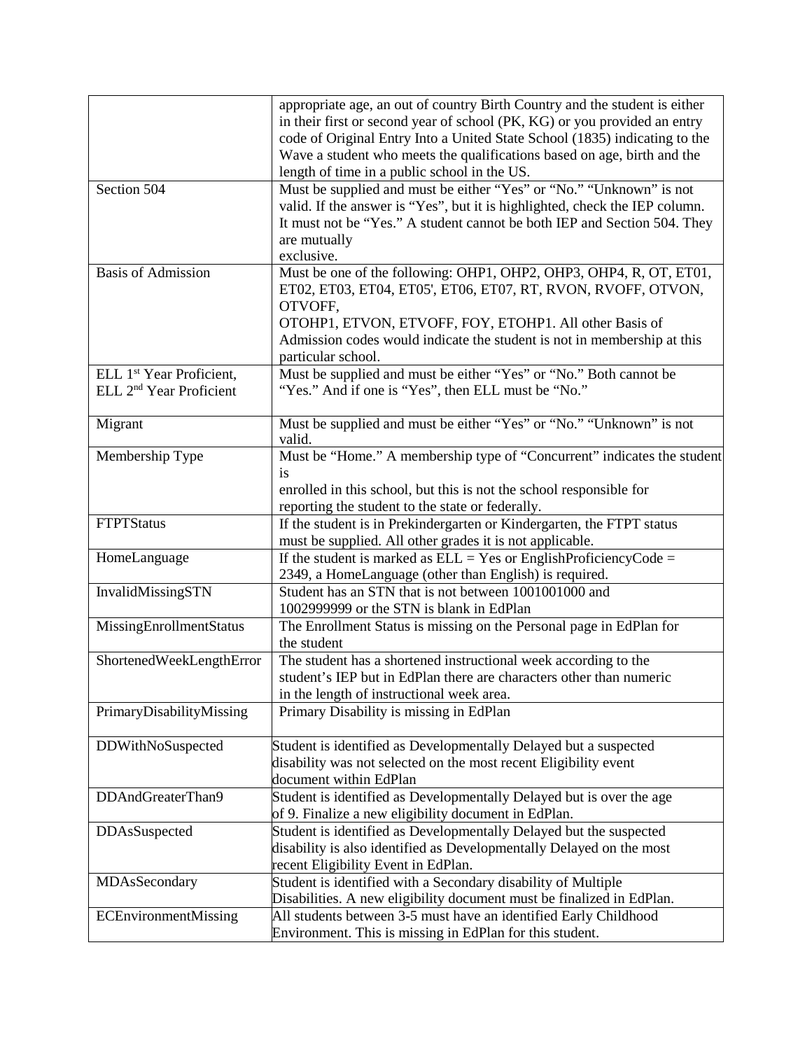| | |
|---|---|
| | appropriate age, an out of country Birth Country and the student is either in their first or second year of school (PK, KG) or you provided an entry code of Original Entry Into a United State School (1835) indicating to the Wave a student who meets the qualifications based on age, birth and the length of time in a public school in the US. |
| Section 504 | Must be supplied and must be either "Yes" or "No." "Unknown" is not valid. If the answer is "Yes", but it is highlighted, check the IEP column. It must not be "Yes." A student cannot be both IEP and Section 504. They are mutually exclusive. |
| Basis of Admission | Must be one of the following: OHP1, OHP2, OHP3, OHP4, R, OT, ET01, ET02, ET03, ET04, ET05', ET06, ET07, RT, RVON, RVOFF, OTVON, OTVOFF, OTOHP1, ETVON, ETVOFF, FOY, ETOHP1. All other Basis of Admission codes would indicate the student is not in membership at this particular school. |
| ELL 1st Year Proficient, ELL 2nd Year Proficient | Must be supplied and must be either "Yes" or "No." Both cannot be "Yes." And if one is "Yes", then ELL must be "No." |
| Migrant | Must be supplied and must be either "Yes" or "No." "Unknown" is not valid. |
| Membership Type | Must be "Home." A membership type of "Concurrent" indicates the student is enrolled in this school, but this is not the school responsible for reporting the student to the state or federally. |
| FTPTStatus | If the student is in Prekindergarten or Kindergarten, the FTPT status must be supplied. All other grades it is not applicable. |
| HomeLanguage | If the student is marked as ELL = Yes or EnglishProficiencyCode = 2349, a HomeLanguage (other than English) is required. |
| InvalidMissingSTN | Student has an STN that is not between 1001001000 and 1002999999 or the STN is blank in EdPlan |
| MissingEnrollmentStatus | The Enrollment Status is missing on the Personal page in EdPlan for the student |
| ShortenedWeekLengthError | The student has a shortened instructional week according to the student's IEP but in EdPlan there are characters other than numeric in the length of instructional week area. |
| PrimaryDisabilityMissing | Primary Disability is missing in EdPlan |
| DDWithNoSuspected | Student is identified as Developmentally Delayed but a suspected disability was not selected on the most recent Eligibility event document within EdPlan |
| DDAndGreaterThan9 | Student is identified as Developmentally Delayed but is over the age of 9. Finalize a new eligibility document in EdPlan. |
| DDAsSuspected | Student is identified as Developmentally Delayed but the suspected disability is also identified as Developmentally Delayed on the most recent Eligibility Event in EdPlan. |
| MDAsSecondary | Student is identified with a Secondary disability of Multiple Disabilities. A new eligibility document must be finalized in EdPlan. |
| ECEnvironmentMissing | All students between 3-5 must have an identified Early Childhood Environment. This is missing in EdPlan for this student. |